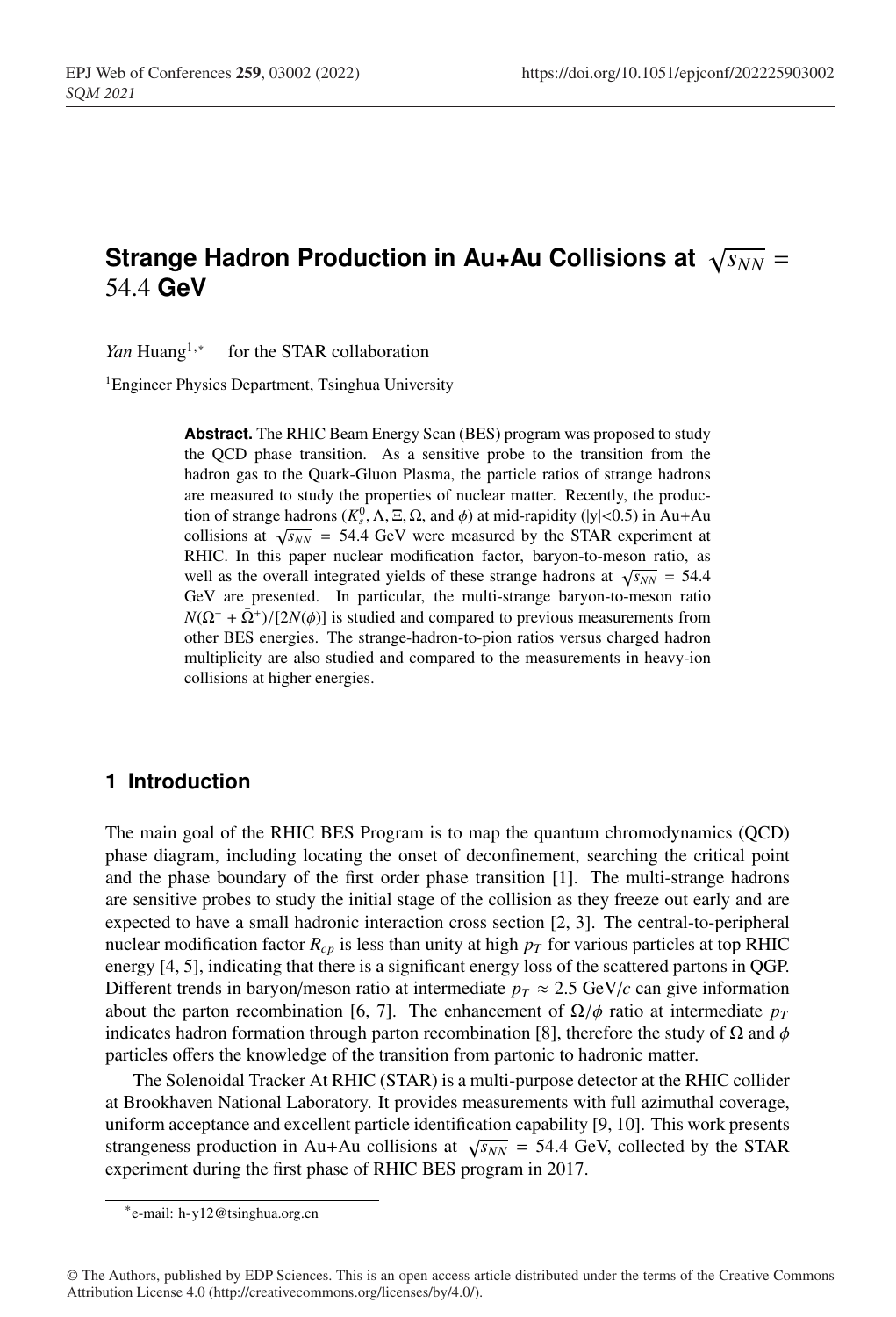# Strange Hadron Production in Au+Au Collisions at $\sqrt{s_{NN}}$ = 54.4 GeV

*Yan* Huang[1,*] for the STAR collaboration

[1]Engineer Physics Department, Tsinghua University

**Abstract.** The RHIC Beam Energy Scan (BES) program was proposed to study the QCD phase transition. As a sensitive probe to the transition from the hadron gas to the Quark-Gluon Plasma, the particle ratios of strange hadrons are measured to study the properties of nuclear matter. Recently, the production of strange hadrons ($K_s^0, \Lambda, \Xi, \Omega$, and $\phi$) at mid-rapidity (|y|<0.5) in Au+Au collisions at $\sqrt{s_{NN}}$ = 54.4 GeV were measured by the STAR experiment at RHIC. In this paper nuclear modification factor, baryon-to-meson ratio, as well as the overall integrated yields of these strange hadrons at $\sqrt{s_{NN}}$ = 54.4 GeV are presented. In particular, the multi-strange baryon-to-meson ratio $N(\Omega^- + \bar{\Omega}^+)/[2N(\phi)]$ is studied and compared to previous measurements from other BES energies. The strange-hadron-to-pion ratios versus charged hadron multiplicity are also studied and compared to the measurements in heavy-ion collisions at higher energies.

## 1 Introduction

The main goal of the RHIC BES Program is to map the quantum chromodynamics (QCD) phase diagram, including locating the onset of deconfinement, searching the critical point and the phase boundary of the first order phase transition [1]. The multi-strange hadrons are sensitive probes to study the initial stage of the collision as they freeze out early and are expected to have a small hadronic interaction cross section [2, 3]. The central-to-peripheral nuclear modification factor $R_{cp}$ is less than unity at high $p_T$ for various particles at top RHIC energy [4, 5], indicating that there is a significant energy loss of the scattered partons in QGP. Different trends in baryon/meson ratio at intermediate $p_T \approx 2.5$ GeV/$c$ can give information about the parton recombination [6, 7]. The enhancement of $\Omega/\phi$ ratio at intermediate $p_T$ indicates hadron formation through parton recombination [8], therefore the study of $\Omega$ and $\phi$ particles offers the knowledge of the transition from partonic to hadronic matter.

The Solenoidal Tracker At RHIC (STAR) is a multi-purpose detector at the RHIC collider at Brookhaven National Laboratory. It provides measurements with full azimuthal coverage, uniform acceptance and excellent particle identification capability [9, 10]. This work presents strangeness production in Au+Au collisions at $\sqrt{s_{NN}}$ = 54.4 GeV, collected by the STAR experiment during the first phase of RHIC BES program in 2017.

*e-mail: h-y12@tsinghua.org.cn

© The Authors, published by EDP Sciences. This is an open access article distributed under the terms of the Creative Commons Attribution License 4.0 (http://creativecommons.org/licenses/by/4.0/).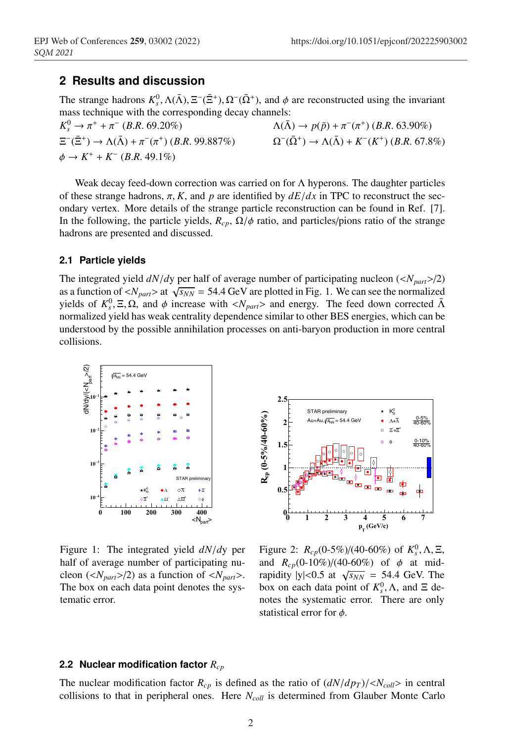## 2 Results and discussion

The strange hadrons $K_s^0$, $\Lambda(\bar{\Lambda})$, $\Xi^-(\bar{\Xi}^+)$, $\Omega^-(\bar{\Omega}^+)$, and $\phi$ are reconstructed using the invariant mass technique with the corresponding decay channels:

$K_s^0 \rightarrow \pi^+ + \pi^-$ (*B.R.* 69.20%)

$\Lambda(\bar{\Lambda}) \rightarrow p(\bar{p}) + \pi^-(\pi^+)$ (*B.R.* 63.90%)

$\Xi^-(\bar{\Xi}^+) \rightarrow \Lambda(\bar{\Lambda}) + \pi^-(\pi^+)$ (*B.R.* 99.887%)

$\Omega^-(\bar{\Omega}^+) \rightarrow \Lambda(\bar{\Lambda}) + K^-(K^+)$ (*B.R.* 67.8%)

$\phi \rightarrow K^+ + K^-$ (*B.R.* 49.1%)

Weak decay feed-down correction was carried on for $\Lambda$ hyperons. The daughter particles of these strange hadrons, $\pi$, $K$, and $p$ are identified by $dE/dx$ in TPC to reconstruct the secondary vertex. More details of the strange particle reconstruction can be found in Ref. [7]. In the following, the particle yields, $R_{cp}$, $\Omega/\phi$ ratio, and particles/pions ratio of the strange hadrons are presented and discussed.

### 2.1 Particle yields

The integrated yield $dN/dy$ per half of average number of participating nucleon ($<N_{part}>/2$) as a function of $<N_{part}>$ at $\sqrt{s_{NN}}$ = 54.4 GeV are plotted in Fig. 1. We can see the normalized yields of $K_s^0, \Xi, \Omega$, and $\phi$ increase with $<N_{part}>$ and energy. The feed down corrected $\bar{\Lambda}$ normalized yield has weak centrality dependence similar to other BES energies, which can be understood by the possible annihilation processes on anti-baryon production in more central collisions.

Figure 1: The integrated yield $dN/dy$ per half of average number of participating nucleon ($<N_{part}>/2$) as a function of $<N_{part}>$. The box on each data point denotes the systematic error.

Figure 2: $R_{cp}$(0-5%)/(40-60%) of $K_s^0, \Lambda, \Xi$, and $R_{cp}$(0-10%)/(40-60%) of $\phi$ at mid-rapidity |y|<0.5 at $\sqrt{s_{NN}}$ = 54.4 GeV. The box on each data point of $K_s^0, \Lambda$, and $\Xi$ denotes the systematic error. There are only statistical error for $\phi$.

### 2.2 Nuclear modification factor $R_{cp}$

The nuclear modification factor $R_{cp}$ is defined as the ratio of $(dN/dp_T)/<N_{coll}>$ in central collisions to that in peripheral ones. Here $N_{coll}$ is determined from Glauber Monte Carlo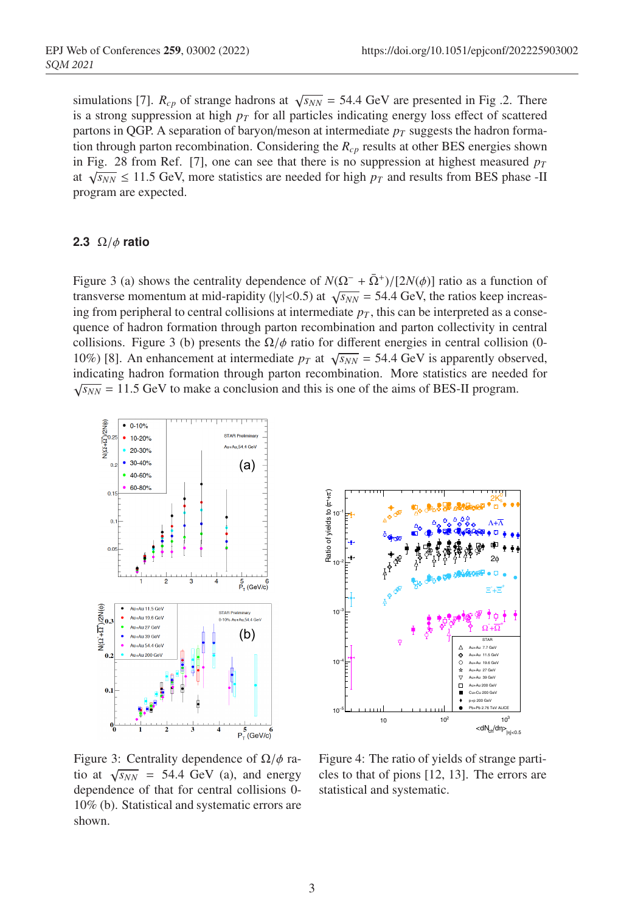simulations [7]. $R_{cp}$ of strange hadrons at $\sqrt{s_{NN}}$ = 54.4 GeV are presented in Fig .2. There is a strong suppression at high $p_T$ for all particles indicating energy loss effect of scattered partons in QGP. A separation of baryon/meson at intermediate $p_T$ suggests the hadron formation through parton recombination. Considering the $R_{cp}$ results at other BES energies shown in Fig. 28 from Ref. [7], one can see that there is no suppression at highest measured $p_T$ at $\sqrt{s_{NN}} \leq 11.5$ GeV, more statistics are needed for high $p_T$ and results from BES phase -II program are expected.

### 2.3 $\Omega/\phi$ ratio

Figure 3 (a) shows the centrality dependence of $N(\Omega^- + \bar{\Omega}^+)/[2N(\phi)]$ ratio as a function of transverse momentum at mid-rapidity (|y|<0.5) at $\sqrt{s_{NN}}$ = 54.4 GeV, the ratios keep increasing from peripheral to central collisions at intermediate $p_T$, this can be interpreted as a consequence of hadron formation through parton recombination and parton collectivity in central collisions. Figure 3 (b) presents the $\Omega/\phi$ ratio for different energies in central collision (0-10%) [8]. An enhancement at intermediate $p_T$ at $\sqrt{s_{NN}}$ = 54.4 GeV is apparently observed, indicating hadron formation through parton recombination. More statistics are needed for $\sqrt{s_{NN}}$ = 11.5 GeV to make a conclusion and this is one of the aims of BES-II program.

Figure 3: Centrality dependence of $\Omega/\phi$ ratio at $\sqrt{s_{NN}}$ = 54.4 GeV (a), and energy dependence of that for central collisions 0-10% (b). Statistical and systematic errors are shown.

Figure 4: The ratio of yields of strange particles to that of pions [12, 13]. The errors are statistical and systematic.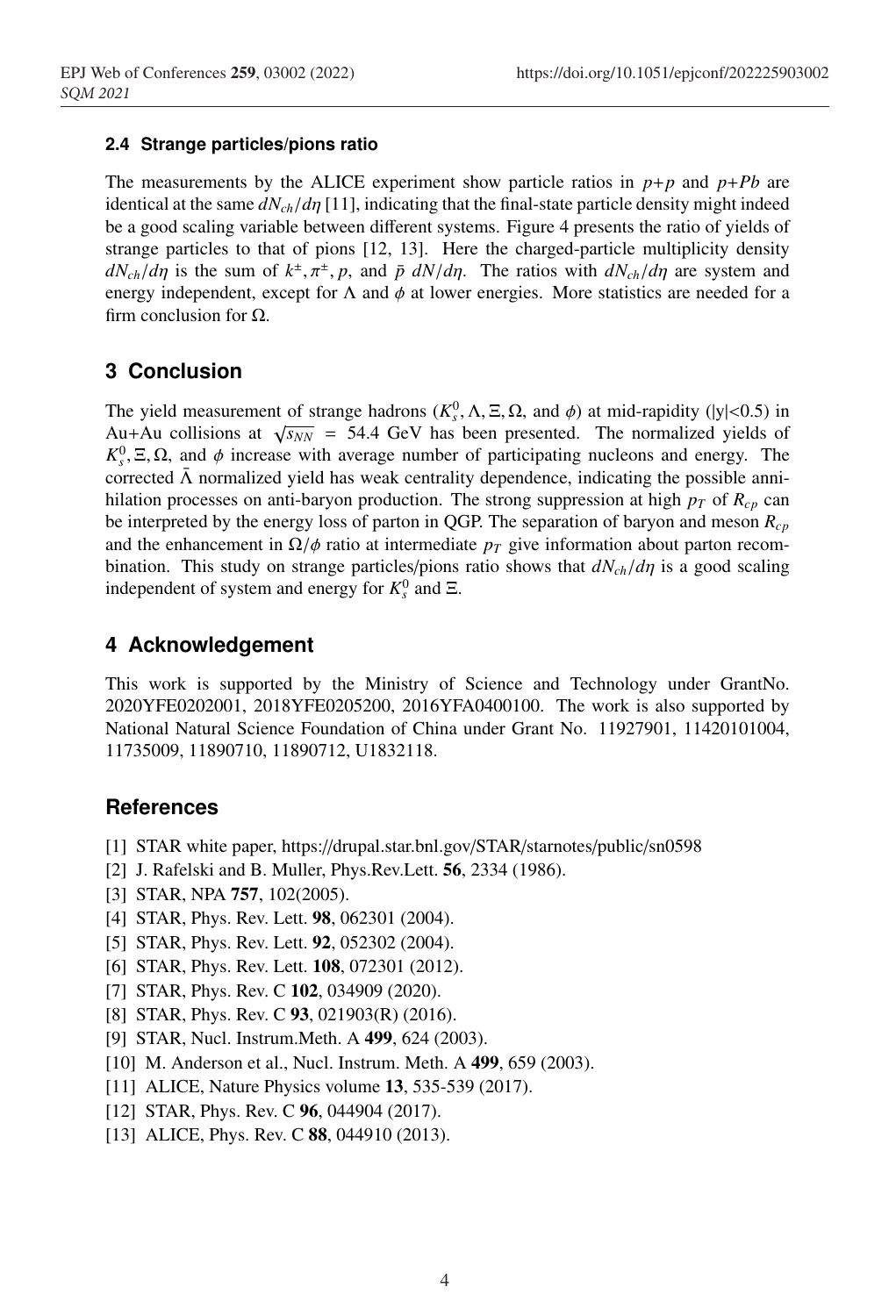### 2.4 Strange particles/pions ratio

The measurements by the ALICE experiment show particle ratios in *p+p* and *p+Pb* are identical at the same $dN_{ch}/d\eta$ [11], indicating that the final-state particle density might indeed be a good scaling variable between different systems. Figure 4 presents the ratio of yields of strange particles to that of pions [12, 13]. Here the charged-particle multiplicity density $dN_{ch}/d\eta$ is the sum of $k^{\pm}, \pi^{\pm}, p$, and $\bar{p}$ $dN/d\eta$. The ratios with $dN_{ch}/d\eta$ are system and energy independent, except for $\Lambda$ and $\phi$ at lower energies. More statistics are needed for a firm conclusion for $\Omega$.

## 3 Conclusion

The yield measurement of strange hadrons ($K_s^0, \Lambda, \Xi, \Omega$, and $\phi$) at mid-rapidity ($|y|<0.5$) in Au+Au collisions at $\sqrt{s_{NN}}$ = 54.4 GeV has been presented. The normalized yields of $K_s^0, \Xi, \Omega$, and $\phi$ increase with average number of participating nucleons and energy. The corrected $\bar{\Lambda}$ normalized yield has weak centrality dependence, indicating the possible annihilation processes on anti-baryon production. The strong suppression at high $p_T$ of $R_{cp}$ can be interpreted by the energy loss of parton in QGP. The separation of baryon and meson $R_{cp}$ and the enhancement in $\Omega/\phi$ ratio at intermediate $p_T$ give information about parton recombination. This study on strange particles/pions ratio shows that $dN_{ch}/d\eta$ is a good scaling independent of system and energy for $K_s^0$ and $\Xi$.

## 4 Acknowledgement

This work is supported by the Ministry of Science and Technology under GrantNo. 2020YFE0202001, 2018YFE0205200, 2016YFA0400100. The work is also supported by National Natural Science Foundation of China under Grant No. 11927901, 11420101004, 11735009, 11890710, 11890712, U1832118.

## References

[1] STAR white paper, https://drupal.star.bnl.gov/STAR/starnotes/public/sn0598

[2] J. Rafelski and B. Muller, Phys.Rev.Lett. **56**, 2334 (1986).

[3] STAR, NPA **757**, 102(2005).

[4] STAR, Phys. Rev. Lett. **98**, 062301 (2004).

[5] STAR, Phys. Rev. Lett. **92**, 052302 (2004).

[6] STAR, Phys. Rev. Lett. **108**, 072301 (2012).

[7] STAR, Phys. Rev. C **102**, 034909 (2020).

[8] STAR, Phys. Rev. C **93**, 021903(R) (2016).

[9] STAR, Nucl. Instrum.Meth. A **499**, 624 (2003).

[10] M. Anderson et al., Nucl. Instrum. Meth. A **499**, 659 (2003).

[11] ALICE, Nature Physics volume **13**, 535-539 (2017).

[12] STAR, Phys. Rev. C **96**, 044904 (2017).

[13] ALICE, Phys. Rev. C **88**, 044910 (2013).